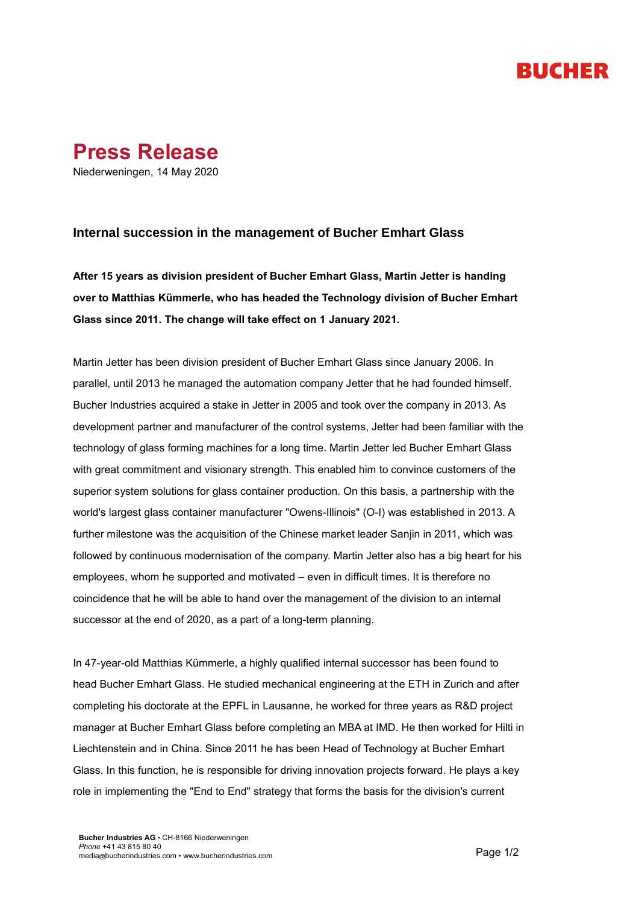# Press Release

Niederweningen, 14 May 2020

## Internal succession in the management of Bucher Emhart Glass

**After 15 years as division president of Bucher Emhart Glass, Martin Jetter is handing over to Matthias Kümmerle, who has headed the Technology division of Bucher Emhart Glass since 2011. The change will take effect on 1 January 2021.**

Martin Jetter has been division president of Bucher Emhart Glass since January 2006. In parallel, until 2013 he managed the automation company Jetter that he had founded himself. Bucher Industries acquired a stake in Jetter in 2005 and took over the company in 2013. As development partner and manufacturer of the control systems, Jetter had been familiar with the technology of glass forming machines for a long time. Martin Jetter led Bucher Emhart Glass with great commitment and visionary strength. This enabled him to convince customers of the superior system solutions for glass container production. On this basis, a partnership with the world's largest glass container manufacturer "Owens-Illinois" (O-I) was established in 2013. A further milestone was the acquisition of the Chinese market leader Sanjin in 2011, which was followed by continuous modernisation of the company. Martin Jetter also has a big heart for his employees, whom he supported and motivated – even in difficult times. It is therefore no coincidence that he will be able to hand over the management of the division to an internal successor at the end of 2020, as a part of a long-term planning.

In 47-year-old Matthias Kümmerle, a highly qualified internal successor has been found to head Bucher Emhart Glass. He studied mechanical engineering at the ETH in Zurich and after completing his doctorate at the EPFL in Lausanne, he worked for three years as R&D project manager at Bucher Emhart Glass before completing an MBA at IMD. He then worked for Hilti in Liechtenstein and in China. Since 2011 he has been Head of Technology at Bucher Emhart Glass. In this function, he is responsible for driving innovation projects forward. He plays a key role in implementing the "End to End" strategy that forms the basis for the division's current

**Bucher Industries AG** • CH-8166 Niederweningen
*Phone* +41 43 815 80 40
media@bucherindustries.com • www.bucherindustries.com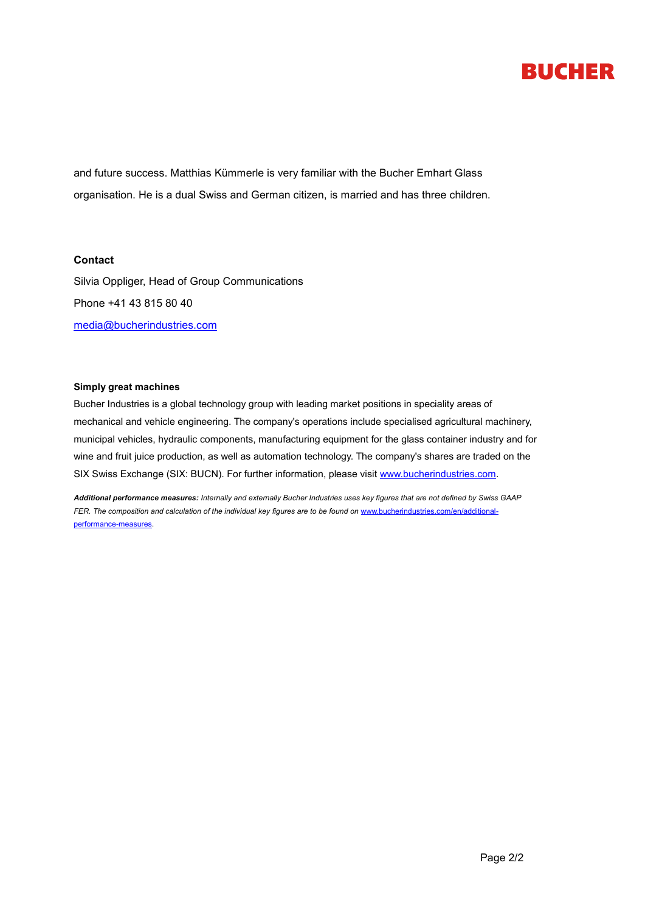and future success. Matthias Kümmerle is very familiar with the Bucher Emhart Glass organisation. He is a dual Swiss and German citizen, is married and has three children.

**Contact**

Silvia Oppliger, Head of Group Communications

Phone +41 43 815 80 40

media@bucherindustries.com

**Simply great machines**

Bucher Industries is a global technology group with leading market positions in speciality areas of mechanical and vehicle engineering. The company's operations include specialised agricultural machinery, municipal vehicles, hydraulic components, manufacturing equipment for the glass container industry and for wine and fruit juice production, as well as automation technology. The company's shares are traded on the SIX Swiss Exchange (SIX: BUCN). For further information, please visit www.bucherindustries.com.

***Additional performance measures:*** *Internally and externally Bucher Industries uses key figures that are not defined by Swiss GAAP FER. The composition and calculation of the individual key figures are to be found on* www.bucherindustries.com/en/additional-performance-measures.